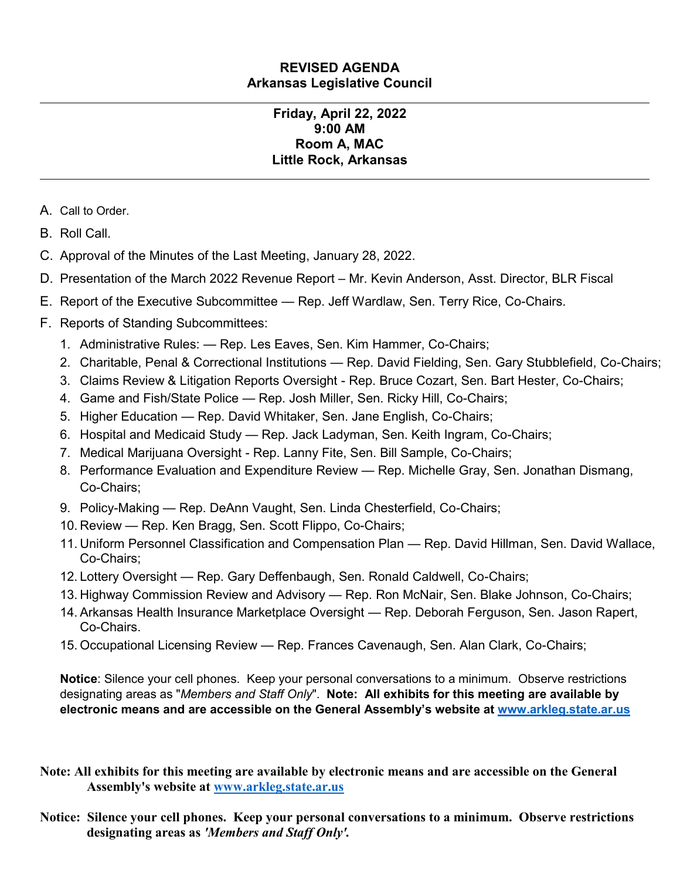**REVISED AGENDA**
**Arkansas Legislative Council**

---

**Friday, April 22, 2022**
**9:00 AM**
**Room A, MAC**
**Little Rock, Arkansas**

---

A. Call to Order.

B. Roll Call.

C. Approval of the Minutes of the Last Meeting, January 28, 2022.

D. Presentation of the March 2022 Revenue Report – Mr. Kevin Anderson, Asst. Director, BLR Fiscal

E. Report of the Executive Subcommittee — Rep. Jeff Wardlaw, Sen. Terry Rice, Co-Chairs.

F. Reports of Standing Subcommittees:

1. Administrative Rules: — Rep. Les Eaves, Sen. Kim Hammer, Co-Chairs;
2. Charitable, Penal & Correctional Institutions — Rep. David Fielding, Sen. Gary Stubblefield, Co-Chairs;
3. Claims Review & Litigation Reports Oversight - Rep. Bruce Cozart, Sen. Bart Hester, Co-Chairs;
4. Game and Fish/State Police — Rep. Josh Miller, Sen. Ricky Hill, Co-Chairs;
5. Higher Education — Rep. David Whitaker, Sen. Jane English, Co-Chairs;
6. Hospital and Medicaid Study — Rep. Jack Ladyman, Sen. Keith Ingram, Co-Chairs;
7. Medical Marijuana Oversight - Rep. Lanny Fite, Sen. Bill Sample, Co-Chairs;
8. Performance Evaluation and Expenditure Review — Rep. Michelle Gray, Sen. Jonathan Dismang, Co-Chairs;
9. Policy-Making — Rep. DeAnn Vaught, Sen. Linda Chesterfield, Co-Chairs;
10. Review — Rep. Ken Bragg, Sen. Scott Flippo, Co-Chairs;
11. Uniform Personnel Classification and Compensation Plan — Rep. David Hillman, Sen. David Wallace, Co-Chairs;
12. Lottery Oversight — Rep. Gary Deffenbaugh, Sen. Ronald Caldwell, Co-Chairs;
13. Highway Commission Review and Advisory — Rep. Ron McNair, Sen. Blake Johnson, Co-Chairs;
14. Arkansas Health Insurance Marketplace Oversight — Rep. Deborah Ferguson, Sen. Jason Rapert, Co-Chairs.
15. Occupational Licensing Review — Rep. Frances Cavenaugh, Sen. Alan Clark, Co-Chairs;

**Notice**: Silence your cell phones. Keep your personal conversations to a minimum. Observe restrictions designating areas as "*Members and Staff Only*". **Note: All exhibits for this meeting are available by electronic means and are accessible on the General Assembly's website at www.arkleg.state.ar.us**

**Note: All exhibits for this meeting are available by electronic means and are accessible on the General Assembly's website at www.arkleg.state.ar.us**

**Notice: Silence your cell phones. Keep your personal conversations to a minimum. Observe restrictions designating areas as *'Members and Staff Only'*.**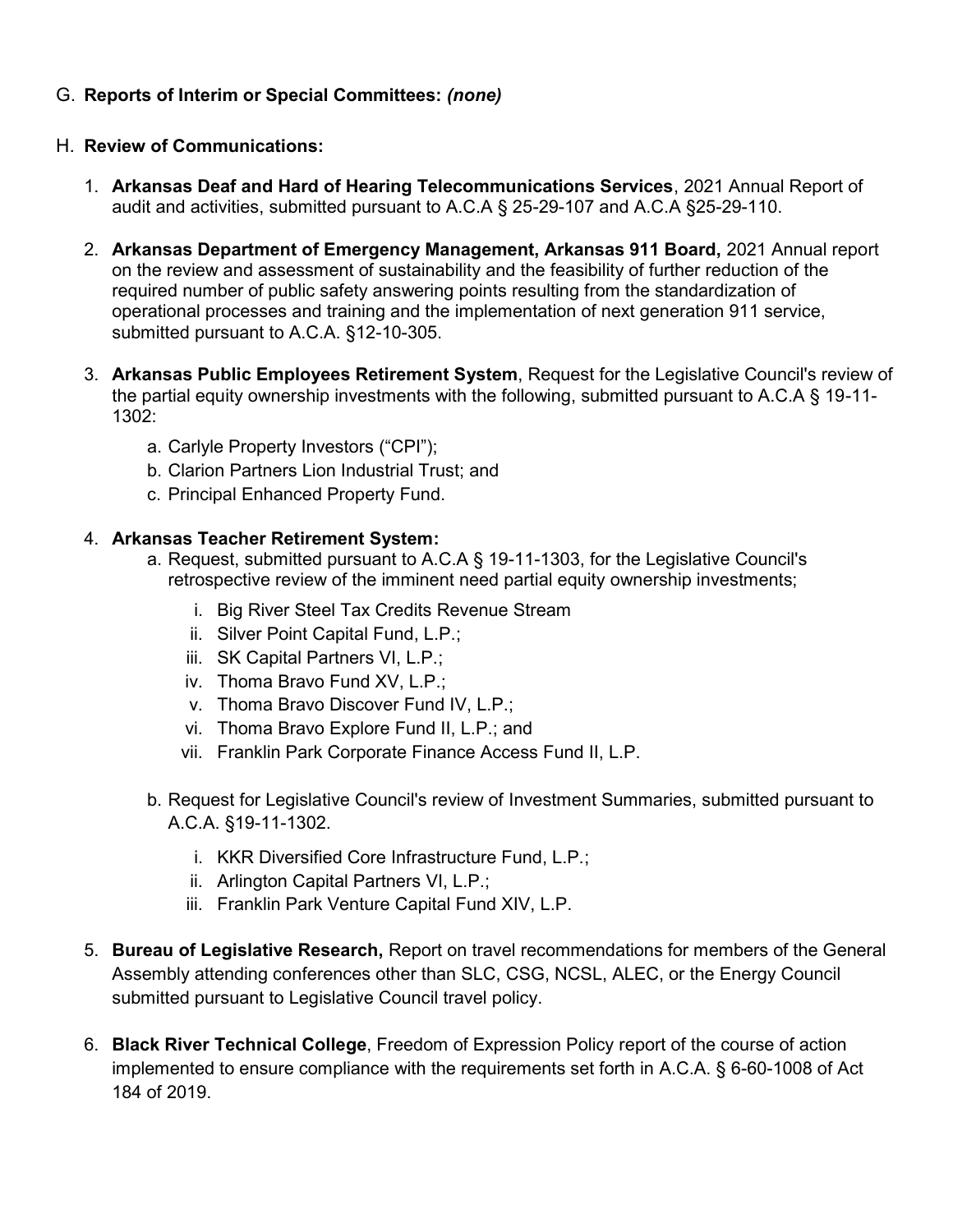G. **Reports of Interim or Special Committees:** ***(none)***

H. **Review of Communications:**

1. **Arkansas Deaf and Hard of Hearing Telecommunications Services**, 2021 Annual Report of audit and activities, submitted pursuant to A.C.A § 25-29-107 and A.C.A §25-29-110.

2. **Arkansas Department of Emergency Management, Arkansas 911 Board,** 2021 Annual report on the review and assessment of sustainability and the feasibility of further reduction of the required number of public safety answering points resulting from the standardization of operational processes and training and the implementation of next generation 911 service, submitted pursuant to A.C.A. §12-10-305.

3. **Arkansas Public Employees Retirement System**, Request for the Legislative Council's review of the partial equity ownership investments with the following, submitted pursuant to A.C.A § 19-11-1302:

   a. Carlyle Property Investors ("CPI");
   b. Clarion Partners Lion Industrial Trust; and
   c. Principal Enhanced Property Fund.

4. **Arkansas Teacher Retirement System:**

   a. Request, submitted pursuant to A.C.A § 19-11-1303, for the Legislative Council's retrospective review of the imminent need partial equity ownership investments;

      i. Big River Steel Tax Credits Revenue Stream
      ii. Silver Point Capital Fund, L.P.;
      iii. SK Capital Partners VI, L.P.;
      iv. Thoma Bravo Fund XV, L.P.;
      v. Thoma Bravo Discover Fund IV, L.P.;
      vi. Thoma Bravo Explore Fund II, L.P.; and
      vii. Franklin Park Corporate Finance Access Fund II, L.P.

   b. Request for Legislative Council's review of Investment Summaries, submitted pursuant to A.C.A. §19-11-1302.

      i. KKR Diversified Core Infrastructure Fund, L.P.;
      ii. Arlington Capital Partners VI, L.P.;
      iii. Franklin Park Venture Capital Fund XIV, L.P.

5. **Bureau of Legislative Research,** Report on travel recommendations for members of the General Assembly attending conferences other than SLC, CSG, NCSL, ALEC, or the Energy Council submitted pursuant to Legislative Council travel policy.

6. **Black River Technical College**, Freedom of Expression Policy report of the course of action implemented to ensure compliance with the requirements set forth in A.C.A. § 6-60-1008 of Act 184 of 2019.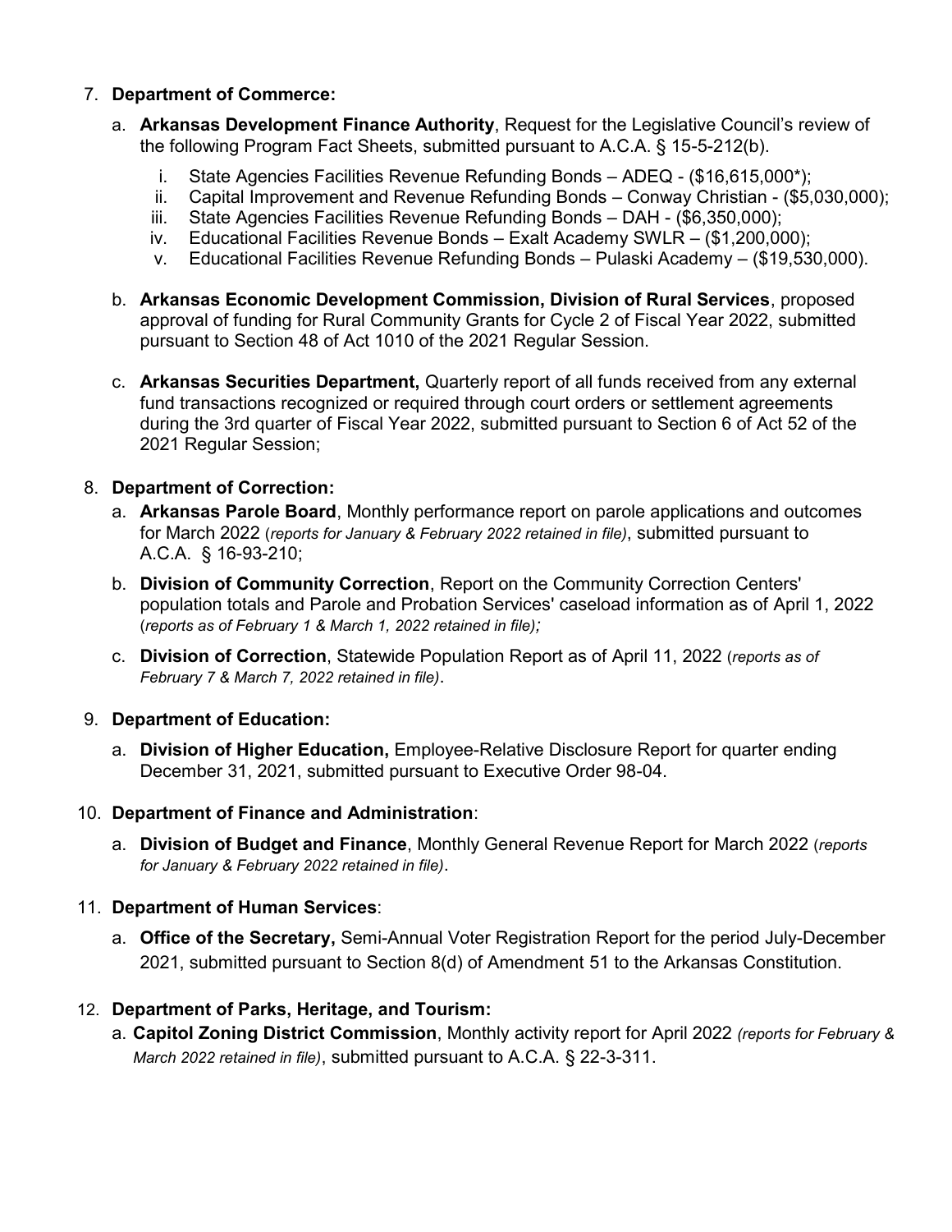7. **Department of Commerce:**

   a. **Arkansas Development Finance Authority**, Request for the Legislative Council's review of the following Program Fact Sheets, submitted pursuant to A.C.A. § 15-5-212(b).

      i. State Agencies Facilities Revenue Refunding Bonds – ADEQ - ($16,615,000*);
      ii. Capital Improvement and Revenue Refunding Bonds – Conway Christian - ($5,030,000);
      iii. State Agencies Facilities Revenue Refunding Bonds – DAH - ($6,350,000);
      iv. Educational Facilities Revenue Bonds – Exalt Academy SWLR – ($1,200,000);
      v. Educational Facilities Revenue Refunding Bonds – Pulaski Academy – ($19,530,000).

   b. **Arkansas Economic Development Commission, Division of Rural Services**, proposed approval of funding for Rural Community Grants for Cycle 2 of Fiscal Year 2022, submitted pursuant to Section 48 of Act 1010 of the 2021 Regular Session.

   c. **Arkansas Securities Department,** Quarterly report of all funds received from any external fund transactions recognized or required through court orders or settlement agreements during the 3rd quarter of Fiscal Year 2022, submitted pursuant to Section 6 of Act 52 of the 2021 Regular Session;

8. **Department of Correction:**

   a. **Arkansas Parole Board**, Monthly performance report on parole applications and outcomes for March 2022 (*reports for January & February 2022 retained in file)*, submitted pursuant to A.C.A. § 16-93-210;

   b. **Division of Community Correction**, Report on the Community Correction Centers' population totals and Parole and Probation Services' caseload information as of April 1, 2022 (*reports as of February 1 & March 1, 2022 retained in file);*

   c. **Division of Correction**, Statewide Population Report as of April 11, 2022 (*reports as of February 7 & March 7, 2022 retained in file)*.

9. **Department of Education:**

   a. **Division of Higher Education,** Employee-Relative Disclosure Report for quarter ending December 31, 2021, submitted pursuant to Executive Order 98-04.

10. **Department of Finance and Administration**:

    a. **Division of Budget and Finance**, Monthly General Revenue Report for March 2022 (*reports for January & February 2022 retained in file)*.

11. **Department of Human Services**:

    a. **Office of the Secretary,** Semi-Annual Voter Registration Report for the period July-December 2021, submitted pursuant to Section 8(d) of Amendment 51 to the Arkansas Constitution.

12. **Department of Parks, Heritage, and Tourism:**

    a. **Capitol Zoning District Commission**, Monthly activity report for April 2022 *(reports for February & March 2022 retained in file)*, submitted pursuant to A.C.A. § 22-3-311.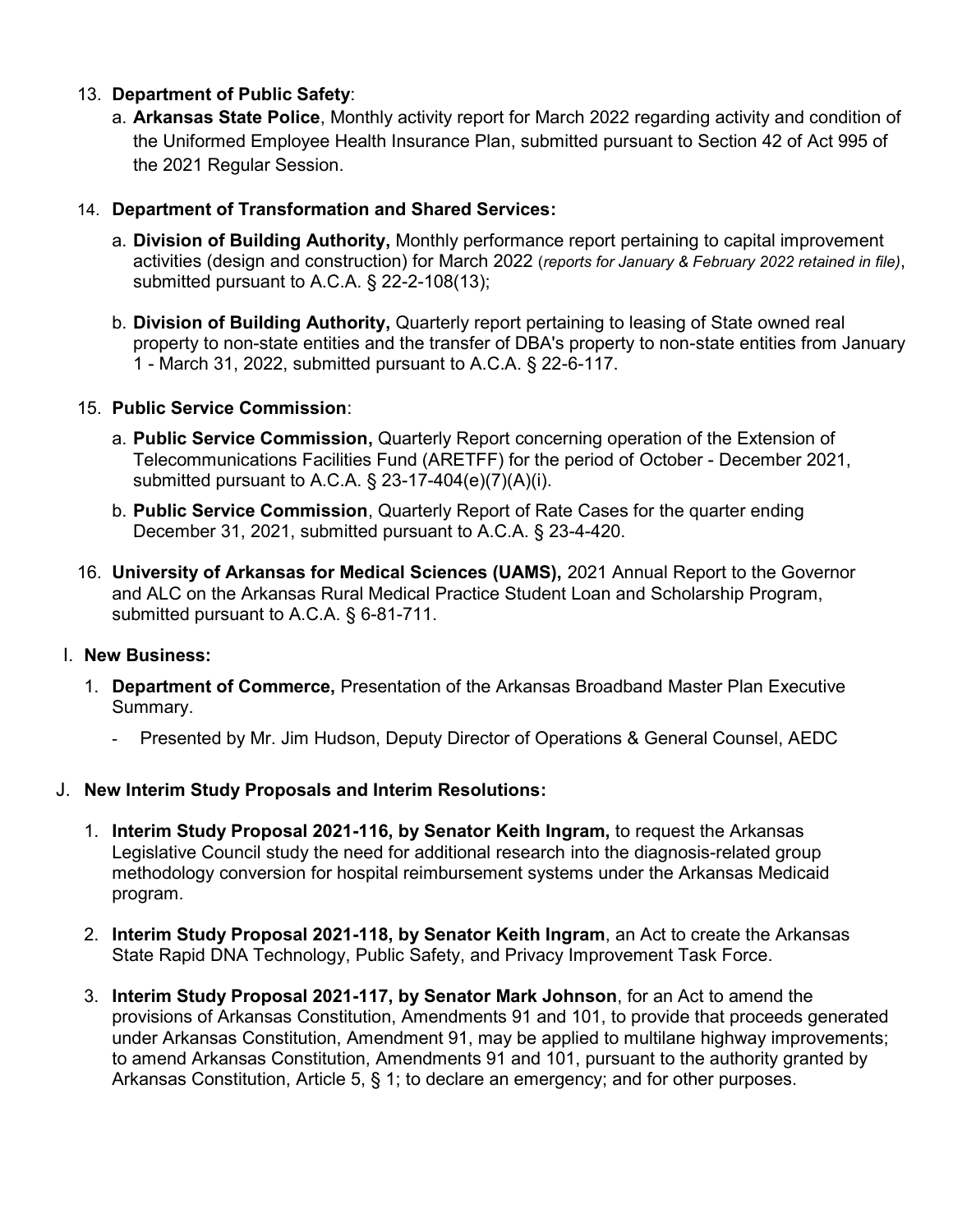13. **Department of Public Safety**:

    a. **Arkansas State Police**, Monthly activity report for March 2022 regarding activity and condition of the Uniformed Employee Health Insurance Plan, submitted pursuant to Section 42 of Act 995 of the 2021 Regular Session.

14. **Department of Transformation and Shared Services:**

    a. **Division of Building Authority,** Monthly performance report pertaining to capital improvement activities (design and construction) for March 2022 (*reports for January & February 2022 retained in file)*, submitted pursuant to A.C.A. § 22-2-108(13);

    b. **Division of Building Authority,** Quarterly report pertaining to leasing of State owned real property to non-state entities and the transfer of DBA's property to non-state entities from January 1 - March 31, 2022, submitted pursuant to A.C.A. § 22-6-117.

15. **Public Service Commission**:

    a. **Public Service Commission,** Quarterly Report concerning operation of the Extension of Telecommunications Facilities Fund (ARETFF) for the period of October - December 2021, submitted pursuant to A.C.A. § 23-17-404(e)(7)(A)(i).

    b. **Public Service Commission**, Quarterly Report of Rate Cases for the quarter ending December 31, 2021, submitted pursuant to A.C.A. § 23-4-420.

16. **University of Arkansas for Medical Sciences (UAMS),** 2021 Annual Report to the Governor and ALC on the Arkansas Rural Medical Practice Student Loan and Scholarship Program, submitted pursuant to A.C.A. § 6-81-711.

I. **New Business:**

   1. **Department of Commerce,** Presentation of the Arkansas Broadband Master Plan Executive Summary.

      - Presented by Mr. Jim Hudson, Deputy Director of Operations & General Counsel, AEDC

J. **New Interim Study Proposals and Interim Resolutions:**

   1. **Interim Study Proposal 2021-116, by Senator Keith Ingram,** to request the Arkansas Legislative Council study the need for additional research into the diagnosis-related group methodology conversion for hospital reimbursement systems under the Arkansas Medicaid program.

   2. **Interim Study Proposal 2021-118, by Senator Keith Ingram**, an Act to create the Arkansas State Rapid DNA Technology, Public Safety, and Privacy Improvement Task Force.

   3. **Interim Study Proposal 2021-117, by Senator Mark Johnson**, for an Act to amend the provisions of Arkansas Constitution, Amendments 91 and 101, to provide that proceeds generated under Arkansas Constitution, Amendment 91, may be applied to multilane highway improvements; to amend Arkansas Constitution, Amendments 91 and 101, pursuant to the authority granted by Arkansas Constitution, Article 5, § 1; to declare an emergency; and for other purposes.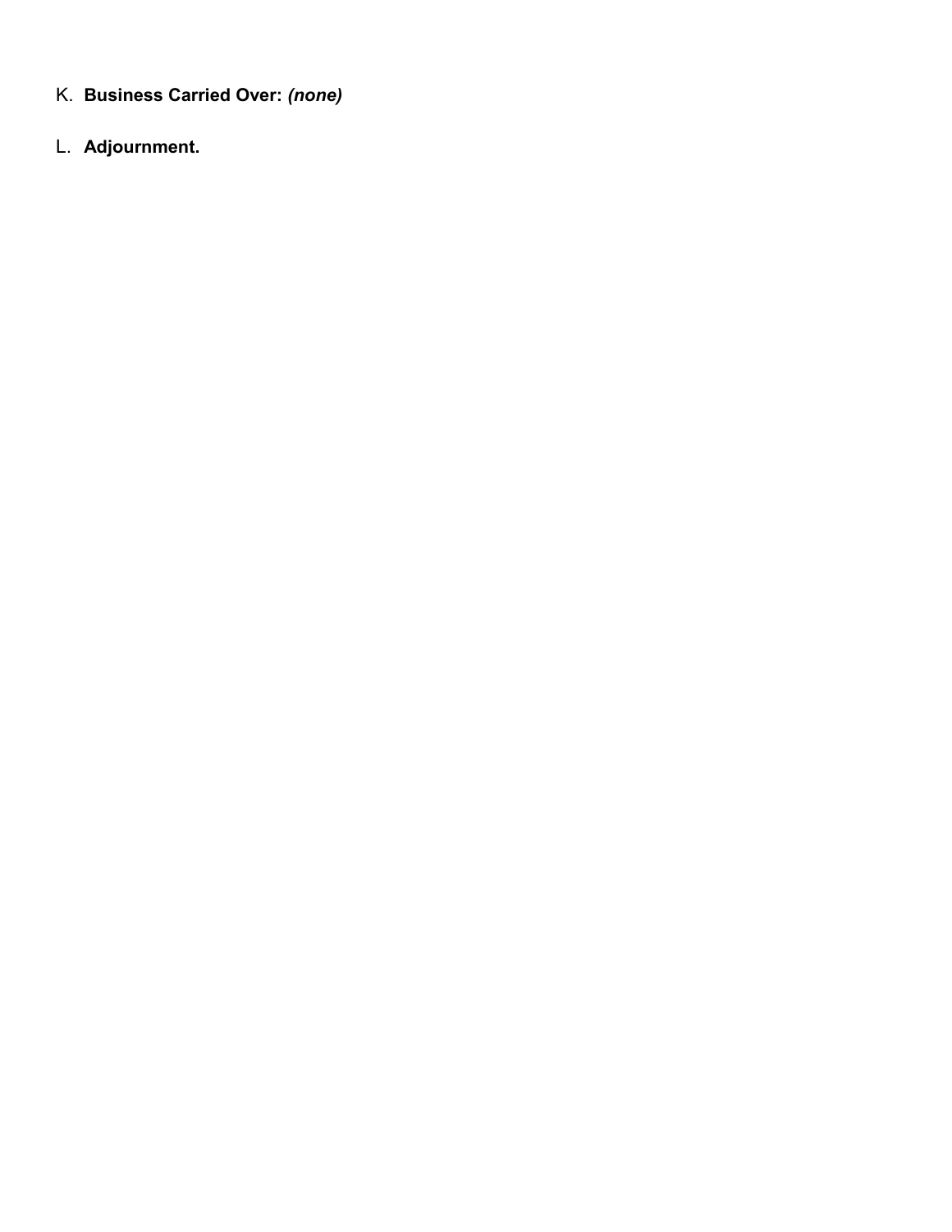K. **Business Carried Over:** ***(none)***

L. **Adjournment.**